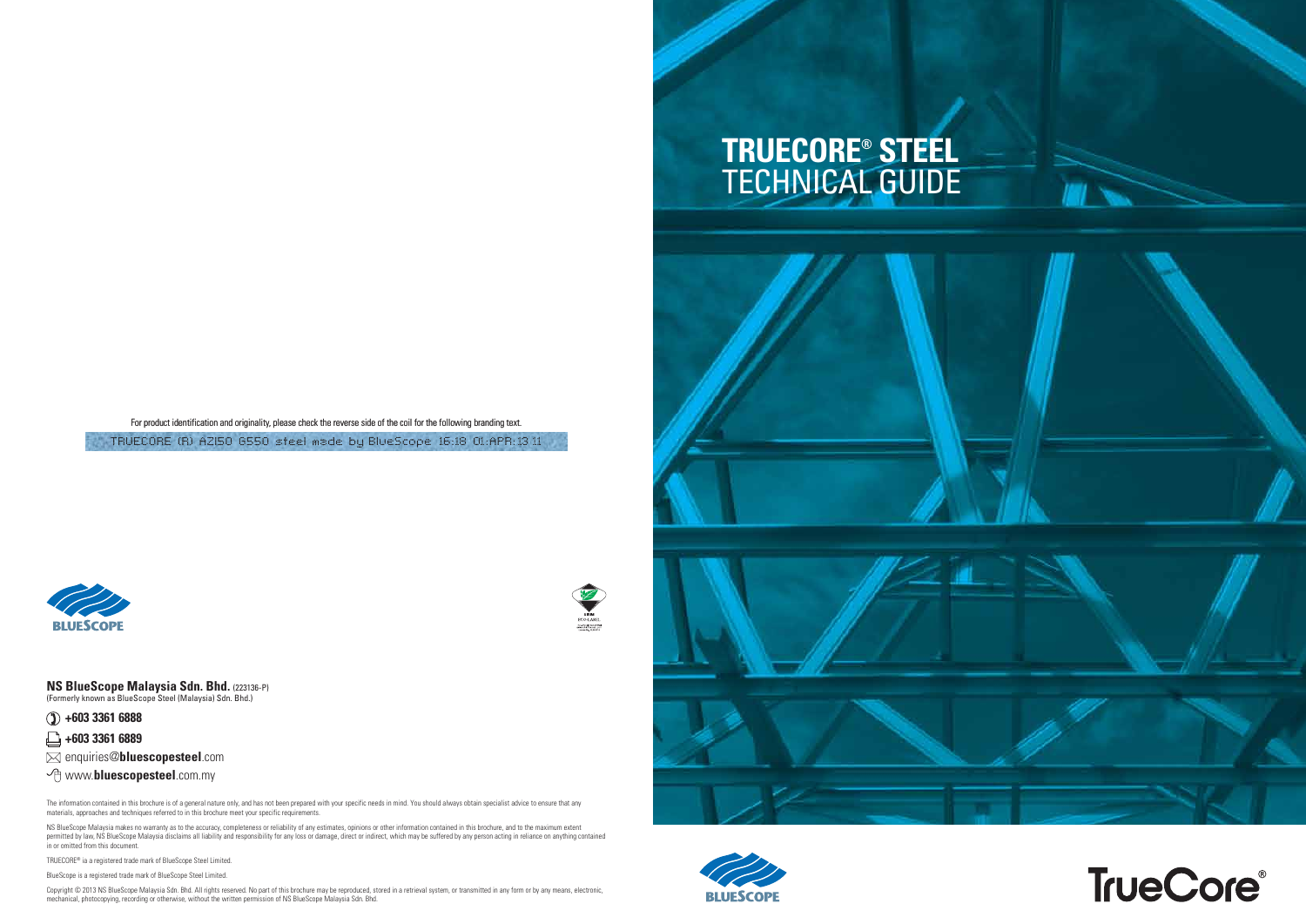# TRUECORE® STEEL TECHNICAL GUIDE

For product identification and originality, please check the reverse side of the coil for the following branding text.

TRUECORE (R) AZ150 G550 steel made by BlueScope 16:18 01:APR:13 11

BLUESCOPE

**NS BlueScope Malaysia Sdn. Bhd.** (223136-P)
(Formerly known as BlueScope Steel (Malaysia) Sdn. Bhd.)

**+603 3361 6888**

**+603 3361 6889**

enquiries@**bluescopesteel**.com

www.**bluescopesteel**.com.my

The information contained in this brochure is of a general nature only, and has not been prepared with your specific needs in mind. You should always obtain specialist advice to ensure that any materials, approaches and techniques referred to in this brochure meet your specific requirements.

NS BlueScope Malaysia makes no warranty as to the accuracy, completeness or reliability of any estimates, opinions or other information contained in this brochure, and to the maximum extent permitted by law, NS BlueScope Malaysia disclaims all liability and responsibility for any loss or damage, direct or indirect, which may be suffered by any person acting in reliance on anything contained in or omitted from this document.

TRUECORE® ia a registered trade mark of BlueScope Steel Limited.

BlueScope is a registered trade mark of BlueScope Steel Limited.

Copyright © 2013 NS BlueScope Malaysia Sdn. Bhd. All rights reserved. No part of this brochure may be reproduced, stored in a retrieval system, or transmitted in any form or by any means, electronic, mechanical, photocopying, recording or otherwise, without the written permission of NS BlueScope Malaysia Sdn. Bhd.

BLUESCOPE

TrueCore®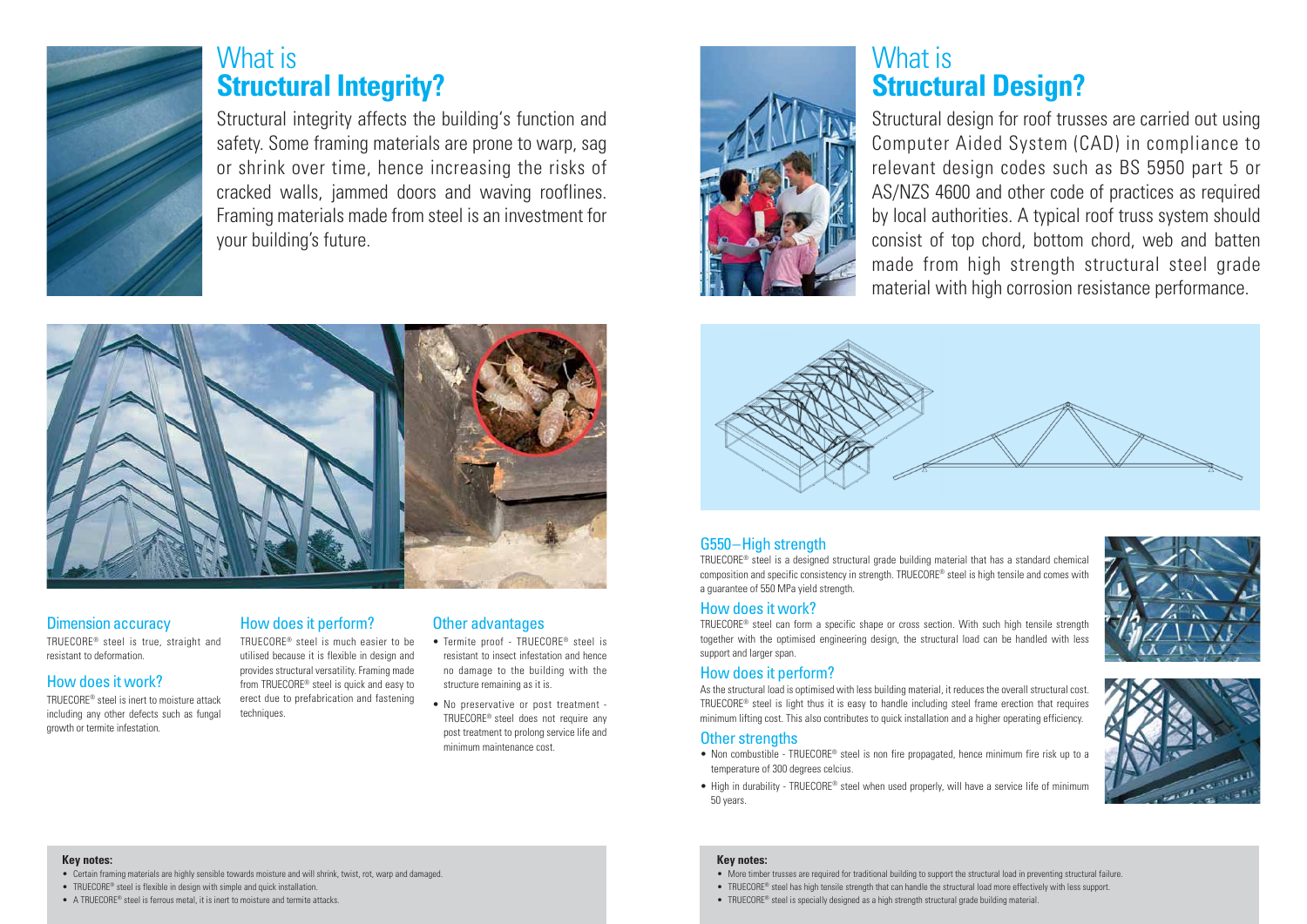# What is **Structural Integrity?**

Structural integrity affects the building's function and safety. Some framing materials are prone to warp, sag or shrink over time, hence increasing the risks of cracked walls, jammed doors and waving rooflines. Framing materials made from steel is an investment for your building's future.

## Dimension accuracy

TRUECORE® steel is true, straight and resistant to deformation.

## How does it work?

TRUECORE® steel is inert to moisture attack including any other defects such as fungal growth or termite infestation.

## How does it perform?

TRUECORE® steel is much easier to be utilised because it is flexible in design and provides structural versatility. Framing made from TRUECORE® steel is quick and easy to erect due to prefabrication and fastening techniques.

## Other advantages

- Termite proof - TRUECORE® steel is resistant to insect infestation and hence no damage to the building with the structure remaining as it is.
- No preservative or post treatment - TRUECORE® steel does not require any post treatment to prolong service life and minimum maintenance cost.

**Key notes:**

- Certain framing materials are highly sensible towards moisture and will shrink, twist, rot, warp and damaged.
- TRUECORE® steel is flexible in design with simple and quick installation.
- A TRUECORE® steel is ferrous metal, it is inert to moisture and termite attacks.

# What is **Structural Design?**

Structural design for roof trusses are carried out using Computer Aided System (CAD) in compliance to relevant design codes such as BS 5950 part 5 or AS/NZS 4600 and other code of practices as required by local authorities. A typical roof truss system should consist of top chord, bottom chord, web and batten made from high strength structural steel grade material with high corrosion resistance performance.

## G550 – High strength

TRUECORE® steel is a designed structural grade building material that has a standard chemical composition and specific consistency in strength. TRUECORE® steel is high tensile and comes with a guarantee of 550 MPa yield strength.

## How does it work?

TRUECORE® steel can form a specific shape or cross section. With such high tensile strength together with the optimised engineering design, the structural load can be handled with less support and larger span.

## How does it perform?

As the structural load is optimised with less building material, it reduces the overall structural cost. TRUECORE® steel is light thus it is easy to handle including steel frame erection that requires minimum lifting cost. This also contributes to quick installation and a higher operating efficiency.

## Other strengths

- Non combustible - TRUECORE® steel is non fire propagated, hence minimum fire risk up to a temperature of 300 degrees celcius.
- High in durability - TRUECORE® steel when used properly, will have a service life of minimum 50 years.

**Key notes:**

- More timber trusses are required for traditional building to support the structural load in preventing structural failure.
- TRUECORE® steel has high tensile strength that can handle the structural load more effectively with less support.
- TRUECORE® steel is specially designed as a high strength structural grade building material.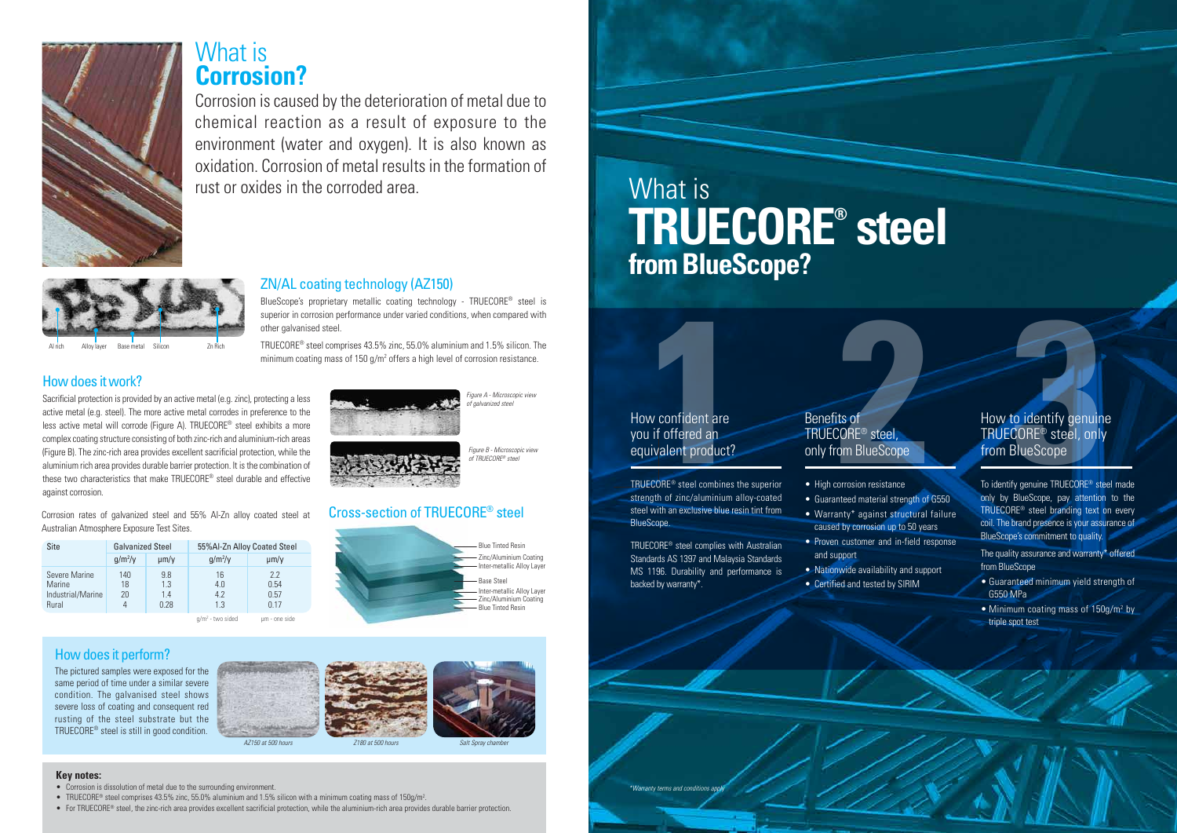# What is **Corrosion?**

Corrosion is caused by the deterioration of metal due to chemical reaction as a result of exposure to the environment (water and oxygen). It is also known as oxidation. Corrosion of metal results in the formation of rust or oxides in the corroded area.

Al rich · Alloy layer · Base metal · Silicon · Zn Rich

## ZN/AL coating technology (AZ150)

BlueScope's proprietary metallic coating technology - TRUECORE® steel is superior in corrosion performance under varied conditions, when compared with other galvanised steel.

TRUECORE® steel comprises 43.5% zinc, 55.0% aluminium and 1.5% silicon. The minimum coating mass of 150 g/m² offers a high level of corrosion resistance.

## How does it work?

Sacrificial protection is provided by an active metal (e.g. zinc), protecting a less active metal (e.g. steel). The more active metal corrodes in preference to the less active metal will corrode (Figure A). TRUECORE® steel exhibits a more complex coating structure consisting of both zinc-rich and aluminium-rich areas (Figure B). The zinc-rich area provides excellent sacrificial protection, while the aluminium rich area provides durable barrier protection. It is the combination of these two characteristics that make TRUECORE® steel durable and effective against corrosion.

*Figure A - Microscopic view of galvanized steel*

*Figure B - Microscopic view of TRUECORE® steel*

Corrosion rates of galvanized steel and 55% Al-Zn alloy coated steel at Australian Atmosphere Exposure Test Sites.

| Site | Galvanized Steel | | 55%Al-Zn Alloy Coated Steel | |
|---|---|---|---|---|
| | g/m²/y | µm/y | g/m²/y | µm/y |
| Severe Marine | 140 | 9.8 | 16 | 2.2 |
| Marine | 18 | 1.3 | 4.0 | 0.54 |
| Industrial/Marine | 20 | 1.4 | 4.2 | 0.57 |
| Rural | 4 | 0.28 | 1.3 | 0.17 |

g/m² - two sided · µm - one side

## Cross-section of TRUECORE® steel

Blue Tinted Resin · Zinc/Aluminium Coating · Inter-metallic Alloy Layer · Base Steel · Inter-metallic Alloy Layer · Zinc/Aluminium Coating · Blue Tinted Resin

## How does it perform?

The pictured samples were exposed for the same period of time under a similar severe condition. The galvanised steel shows severe loss of coating and consequent red rusting of the steel substrate but the TRUECORE® steel is still in good condition.

*AZ150 at 500 hours* · *Z180 at 500 hours* · *Salt Spray chamber*

**Key notes:**

- Corrosion is dissolution of metal due to the surrounding environment.
- TRUECORE® steel comprises 43.5% zinc, 55.0% aluminium and 1.5% silicon with a minimum coating mass of 150g/m².
- For TRUECORE® steel, the zinc-rich area provides excellent sacrificial protection, while the aluminium-rich area provides durable barrier protection.

# What is **TRUECORE® steel from BlueScope?**

## 1. How confident are you if offered an equivalent product?

TRUECORE® steel combines the superior strength of zinc/aluminium alloy-coated steel with an exclusive blue resin tint from BlueScope.

TRUECORE® steel complies with Australian Standards AS 1397 and Malaysia Standards MS 1196. Durability and performance is backed by warranty*.

## 2. Benefits of TRUECORE® steel, only from BlueScope

- High corrosion resistance
- Guaranteed material strength of G550
- Warranty* against structural failure caused by corrosion up to 50 years
- Proven customer and in-field response and support
- Nationwide availability and support
- Certified and tested by SIRIM

## 3. How to identify genuine TRUECORE® steel, only from BlueScope

To identify genuine TRUECORE® steel made only by BlueScope, pay attention to the TRUECORE® steel branding text on every coil. The brand presence is your assurance of BlueScope's commitment to quality.

The quality assurance and warranty* offered from BlueScope

- Guaranteed minimum yield strength of G550 MPa
- Minimum coating mass of 150g/m² by triple spot test

*Warranty terms and conditions apply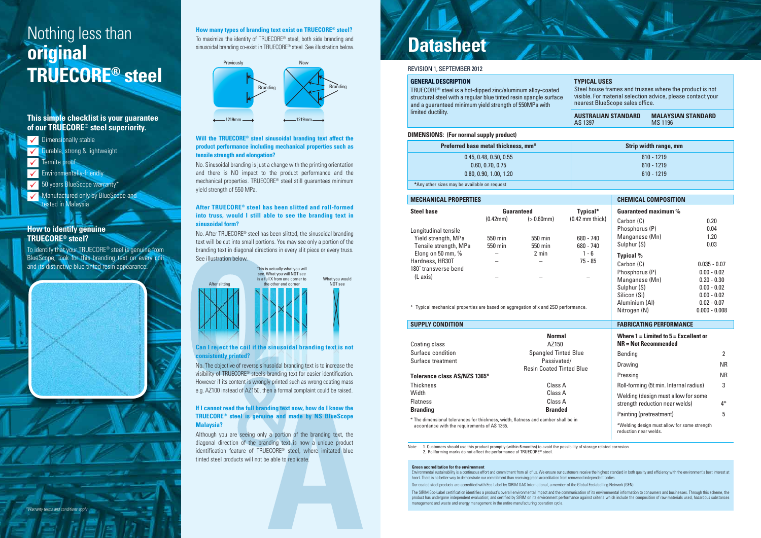# Nothing less than **original TRUECORE® steel**

## This simple checklist is your guarantee of our TRUECORE® steel superiority.

- ✓ Dimensionally stable
- ✓ Durable, strong & lightweight
- ✓ Termite proof
- ✓ Environmentally-friendly
- ✓ 50 years BlueScope warranty*
- ✓ Manufactured only by BlueScope and tested in Malaysia

## How to identify genuine TRUECORE® steel?

To identify that your TRUECORE® steel is genuine from BlueScope, look for this branding text on every coil and its distinctive blue tinted resin appearance.

*Warranty terms and conditions apply

### How many types of branding text exist on TRUECORE® steel?

To maximize the identity of TRUECORE® steel, both side branding and sinusoidal branding co-exist in TRUECORE® steel. See illustration below.

Previously
Branding
1219mm

Now
Branding
1219mm

### Will the TRUECORE® steel sinusoidal branding text affect the product performance including mechanical properties such as tensile strength and elongation?

No. Sinusoidal branding is just a change with the printing orientation and there is NO impact to the product performance and the mechanical properties. TRUECORE® steel still guarantees minimum yield strength of 550 MPa.

### After TRUECORE® steel has been slitted and roll-formed into truss, would I still able to see the branding text in sinusoidal form?

No. After TRUECORE® steel has been slitted, the sinusoidal branding text will be cut into small portions. You may see only a portion of the branding text in diagonal directions in every slit piece or every truss. See illustration below.

After slitting

This is actually what you will see. What you will NOT see is a full X from one corner to the other end corner

What you would NOT see

### Can I reject the coil if the sinusoidal branding text is not consistently printed?

No. The objective of reverse sinusoidal branding text is to increase the visibility of TRUECORE® steel's branding text for easier identification. However if its content is wrongly printed such as wrong coating mass e.g. AZ100 instead of AZ150, then a formal complaint could be raised.

### If I cannot read the full branding text now, how do I know the TRUECORE® steel is genuine and made by NS BlueScope Malaysia?

Although you are seeing only a portion of the branding text, the diagonal direction of the branding text is now a unique product identification feature of TRUECORE® steel, where imitated blue tinted steel products will not be able to replicate.

# Datasheet

REVISION 1, SEPTEMBER 2012

**GENERAL DESCRIPTION**

TRUECORE® steel is a hot-dipped zinc/aluminum alloy-coated structural steel with a regular blue tinted resin spangle surface and a guaranteed minimum yield strength of 550MPa with limited ductility.

**TYPICAL USES**

Steel house frames and trusses where the product is not visible. For material selection advice, please contact your nearest BlueScope sales office.

| AUSTRALIAN STANDARD | MALAYSIAN STANDARD |
|---|---|
| AS 1397 | MS 1196 |

**DIMENSIONS: (For normal supply product)**

| Preferred base metal thickness, mm* | Strip width range, mm |
|---|---|
| 0.45, 0.48, 0.50, 0.55 | 610 - 1219 |
| 0.60, 0.70, 0.75 | 610 - 1219 |
| 0.80, 0.90, 1.00, 1.20 | 610 - 1219 |

*Any other sizes may be available on request

**MECHANICAL PROPERTIES**

| Steel base | Guaranteed (0.42mm) | Guaranteed (> 0.60mm) | Typical* (0.42 mm thick) |
|---|---|---|---|
| Longitudinal tensile | | | |
| Yield strength, MPa | 550 min | 550 min | 680 - 740 |
| Tensile strength, MPa | 550 min | 550 min | 680 - 740 |
| Elong on 50 mm, % | – | 2 min | 1 - 6 |
| Hardness, HR30T | – | – | 75 - 85 |
| 180° transverse bend (L axis) | – | – | – |

\* Typical mechanical properties are based on aggregation of x and 2SD performance.

**CHEMICAL COMPOSITION**

| Guaranteed maximum % | |
|---|---|
| Carbon (C) | 0.20 |
| Phosphorus (P) | 0.04 |
| Manganese (Mn) | 1.20 |
| Sulphur (S) | 0.03 |
| **Typical %** | |
| Carbon (C) | 0.035 - 0.07 |
| Phosphorus (P) | 0.00 - 0.02 |
| Manganese (Mn) | 0.20 - 0.30 |
| Sulphur (S) | 0.00 - 0.02 |
| Silicon (Si) | 0.00 - 0.02 |
| Aluminium (Al) | 0.02 - 0.07 |
| Nitrogen (N) | 0.000 - 0.008 |

**SUPPLY CONDITION**

| | Normal |
|---|---|
| Coating class | AZ150 |
| Surface condition | Spangled Tinted Blue |
| Surface treatment | Passivated/ Resin Coated Tinted Blue |
| **Tolerance class AS/NZS 1365*** | |
| Thickness | Class A |
| Width | Class A |
| Flatness | Class A |
| **Branding** | **Branded** |

\* The dimensional tolerances for thickness, width, flatness and camber shall be in accordance with the requirements of AS 1365.

**FABRICATING PERFORMANCE**

**Where 1 = Limited to 5 = Excellent or NR = Not Recommended**

| | |
|---|---|
| Bending | 2 |
| Drawing | NR |
| Pressing | NR |
| Roll-forming (5t min. Internal radius) | 3 |
| Welding (design must allow for some strength reduction near welds) | 4* |
| Painting (pretreatment) | 5 |

*Welding design must allow for some strength reduction near welds.

Note: 1. Customers should use this product promptly (within 6 months) to avoid the possibility of storage related corrosion.
2. Rollforming marks do not affect the performance of TRUECORE® steel.

**Green accreditation for the environment**

Environmental sustainability is a continuous effort and commitment from all of us. We ensure our customers receive the highest standard in both quality and efficiency with the environment's best interest at heart. There is no better way to demonstrate our commitment than receiving green accreditation from renowned independent bodies.

Our coated steel products are accredited with Eco-Label by SIRIM QAS International, a member of the Global Ecolabelling Network (GEN).

The SIRIM Eco-Label certification identifies a product's overall environmental impact and the communication of its environmental information to consumers and businesses. Through this scheme, the product has undergone independent evaluation; and certified by SIRIM on its environment performance against criteria which include the composition of raw materials used, hazardous substances management and waste and energy management in the entire manufacturing operation cycle.